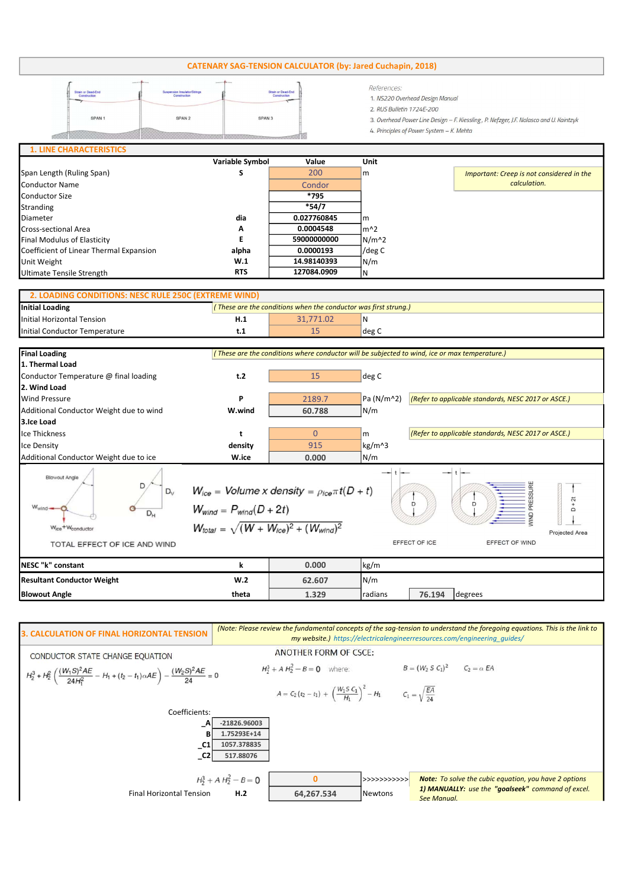# CATENARY SAG-TENSION CALCULATOR (by: Jared Cuchapin, 2018)

*References:*

1. *NS220 Overhead Design Manual*
2. *RUS Bulletin 1724E-200*
3. *Overhead Power Line Design – F. Kiessling, P. Nefzger, J.F. Nolasco and U. Kaintzyk*
4. *Principles of Power System – K. Mehta*

## 1. LINE CHARACTERISTICS

| | Variable Symbol | Value | Unit |
|---|---|---|---|
| Span Length (Ruling Span) | S | 200 | m |
| Conductor Name | | Condor | |
| Conductor Size | | *795 | |
| Stranding | | *54/7 | |
| Diameter | dia | 0.027760845 | m |
| Cross-sectional Area | A | 0.0004548 | m^2 |
| Final Modulus of Elasticity | E | 59000000000 | N/m^2 |
| Coefficient of Linear Thermal Expansion | alpha | 0.0000193 | /deg C |
| Unit Weight | W.1 | 14.98140393 | N/m |
| Ultimate Tensile Strength | RTS | 127084.0909 | N |

*Important: Creep is not considered in the calculation.*

## 2. LOADING CONDITIONS: NESC RULE 250C (EXTREME WIND)

**Initial Loading** *( These are the conditions when the conductor was first strung.)*

| | | | |
|---|---|---|---|
| Initial Horizontal Tension | H.1 | 31,771.02 | N |
| Initial Conductor Temperature | t.1 | 15 | deg C |

**Final Loading** *( These are the conditions where conductor will be subjected to wind, ice or max temperature.)*

| | | | | |
|---|---|---|---|---|
| **1. Thermal Load** | | | | |
| Conductor Temperature @ final loading | t.2 | 15 | deg C | |
| **2. Wind Load** | | | | |
| Wind Pressure | P | 2189.7 | Pa (N/m^2) | *(Refer to applicable standards, NESC 2017 or ASCE.)* |
| Additional Conductor Weight due to wind | W.wind | 60.788 | N/m | |
| **3.Ice Load** | | | | |
| Ice Thickness | t | 0 | m | *(Refer to applicable standards, NESC 2017 or ASCE.)* |
| Ice Density | density | 915 | kg/m^3 | |
| Additional Conductor Weight due to ice | W.ice | 0.000 | N/m | |

$$W_{ice} = Volume\ x\ density = \rho_{ice}\pi t(D+t)$$

$$W_{wind} = P_{wind}(D+2t)$$

$$W_{total} = \sqrt{(W+W_{ice})^2 + (W_{wind})^2}$$

TOTAL EFFECT OF ICE AND WIND — EFFECT OF ICE — EFFECT OF WIND — Projected Area

| | | | | | |
|---|---|---|---|---|---|
| **NESC "k" constant** | k | 0.000 | kg/m | | |
| **Resultant Conductor Weight** | W.2 | 62.607 | N/m | | |
| **Blowout Angle** | theta | 1.329 | radians | 76.194 | degrees |

## 3. CALCULATION OF FINAL HORIZONTAL TENSION

*(Note: Please review the fundamental concepts of the sag-tension to understand the foregoing equations. This is the link to my website.) https://electricalengineerresources.com/engineering_guides/*

CONDUCTOR STATE CHANGE EQUATION

$$H_2^3 + H_2^2\left(\frac{(W_1S)^2AE}{24H_1^2} - H_1 + (t_2-t_1)\alpha AE\right) - \frac{(W_2S)^2AE}{24} = 0$$

ANOTHER FORM OF CSCE:

$$H_2^3 + A\,H_2^2 - B = 0 \quad \text{where:} \quad B = (W_2\,S\,C_1)^2 \qquad C_2 = \alpha\,EA$$

$$A = C_2(t_2-t_1) + \left(\frac{W_1 S\,C_1}{H_1}\right)^2 - H_1 \qquad C_1 = \sqrt{\frac{EA}{24}}$$

Coefficients:

| | |
|---|---|
| _A | -21826.96003 |
| B | 1.75293E+14 |
| _C1 | 1057.378835 |
| _C2 | 517.88076 |

| | | | |
|---|---|---|---|
| $H_2^3 + A\,H_2^2 - B = 0$ | | 0 | >>>>>>>>>>> |
| Final Horizontal Tension | H.2 | 64,267.534 | Newtons |

**Note:** *To solve the cubic equation, you have 2 options*
**1) MANUALLY:** *use the* **"goalseek"** *command of excel. See Manual.*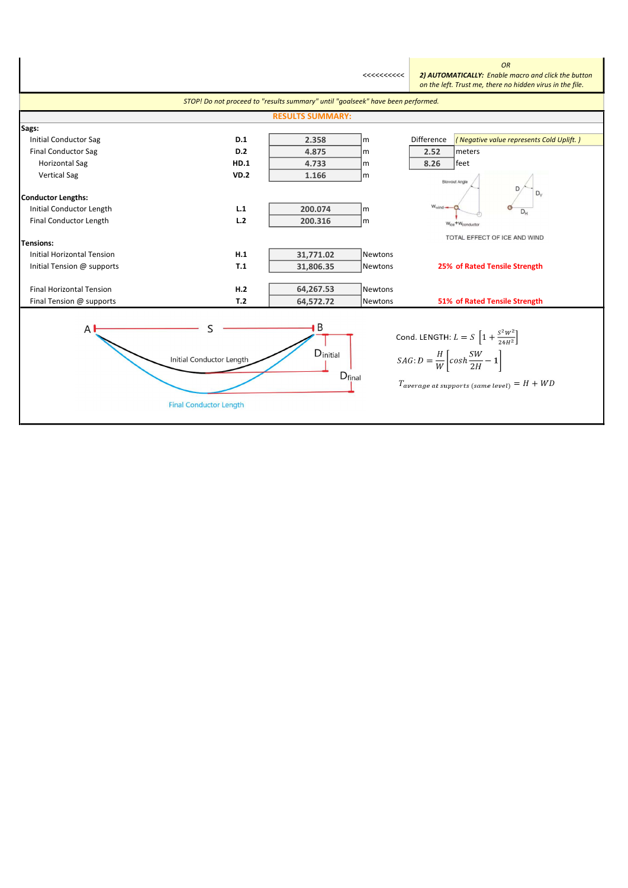<<<<<<<<<<<

*OR*
***2) AUTOMATICALLY:** Enable macro and click the button on the left. Trust me, there no hidden virus in the file.*

*STOP! Do not proceed to "results summary" until "goalseek" have been performed.*

## RESULTS SUMMARY:

| | | | | | |
|---|---|---|---|---|---|
| **Sags:** | | | | | |
| Initial Conductor Sag | **D.1** | **2.358** | m | Difference | *( Negative value represents Cold Uplift. )* |
| Final Conductor Sag | **D.2** | **4.875** | m | **2.52** | meters |
| Horizontal Sag | **HD.1** | **4.733** | m | **8.26** | feet |
| Vertical Sag | **VD.2** | **1.166** | m | | |
| **Conductor Lengths:** | | | | | |
| Initial Conductor Length | **L.1** | **200.074** | m | | |
| Final Conductor Length | **L.2** | **200.316** | m | | |
| **Tensions:** | | | | | |
| Initial Horizontal Tension | **H.1** | **31,771.02** | Newtons | | |
| Initial Tension @ supports | **T.1** | **31,806.35** | Newtons | **25% of Rated Tensile Strength** | |
| Final Horizontal Tension | **H.2** | **64,267.53** | Newtons | | |
| Final Tension @ supports | **T.2** | **64,572.72** | Newtons | **51% of Rated Tensile Strength** | |

Blowout Angle
D
$D_V$
$W_{wind}$
$D_H$
$W_{ice}+W_{conductor}$

TOTAL EFFECT OF ICE AND WIND

A
S
B
Initial Conductor Length
$D_{initial}$
$D_{final}$
Final Conductor Length

Cond. LENGTH: $L = S\left[1 + \frac{S^2W^2}{24H^2}\right]$

$$SAG: D = \frac{H}{W}\left[cosh\frac{SW}{2H} - 1\right]$$

$$T_{average\ at\ supports\ (same\ level)} = H + WD$$